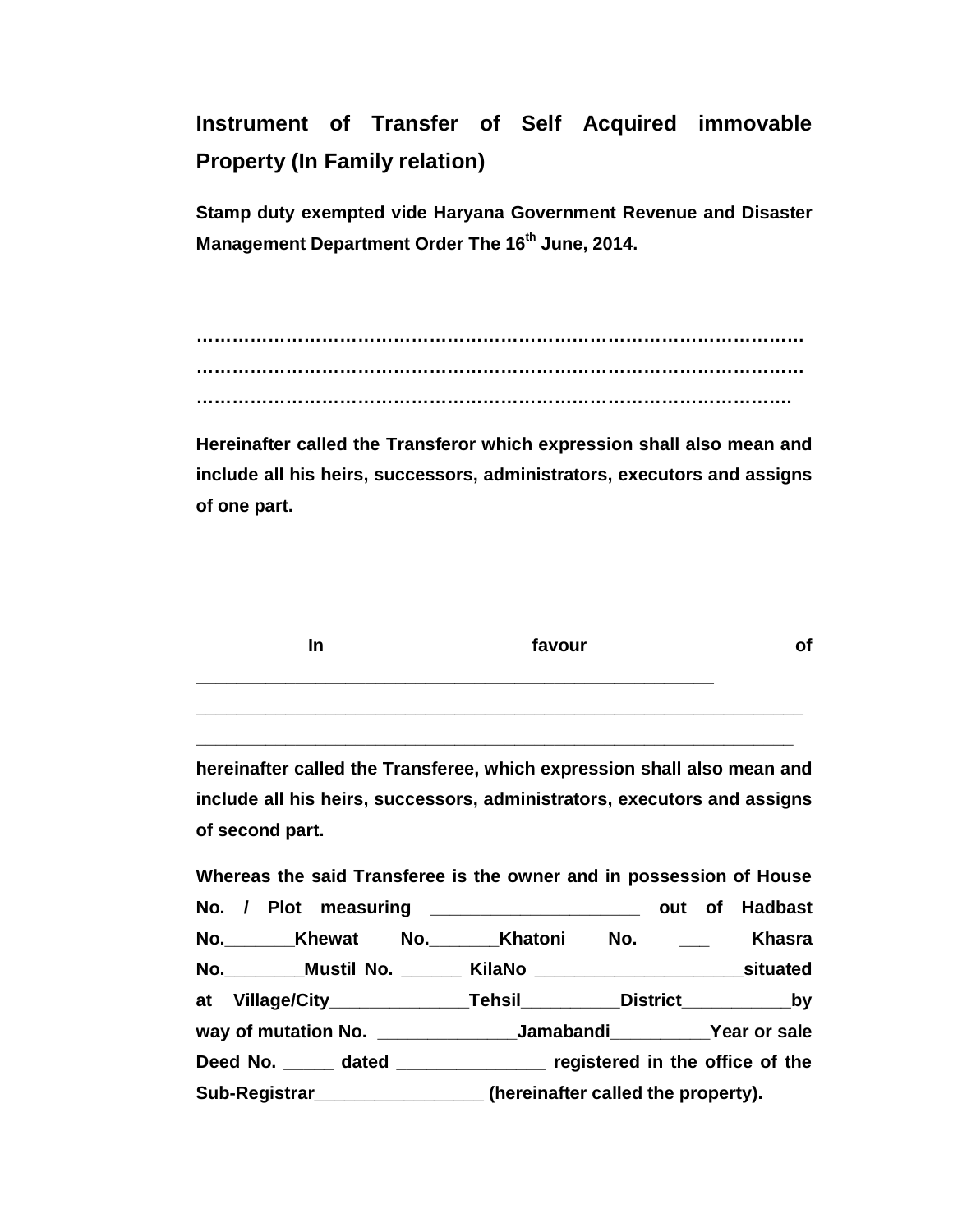# Instrument of Transfer of Self Acquired immovable Property (In Family relation)

**Stamp duty exempted vide Haryana Government Revenue and Disaster Management Department Order The 16th June, 2014.**

………………………………………………………………………………………
………………………………………………………………………………………
………………………………………………………………………………………

**Hereinafter called the Transferor which expression shall also mean and include all his heirs, successors, administrators, executors and assigns of one part.**

**In favour of**
_______________________________________________________
_______________________________________________________________
______________________________________________________________

**hereinafter called the Transferee, which expression shall also mean and include all his heirs, successors, administrators, executors and assigns of second part.**

**Whereas the said Transferee is the owner and in possession of House No. / Plot measuring ____________________ out of Hadbast No._______Khewat No._______Khatoni No. ___ Khasra No.________Mustil No. ______ KilaNo ____________________situated at Village/City______________Tehsil__________District___________by way of mutation No. ______________Jamabandi__________Year or sale Deed No. _____ dated _______________ registered in the office of the Sub-Registrar_________________ (hereinafter called the property).**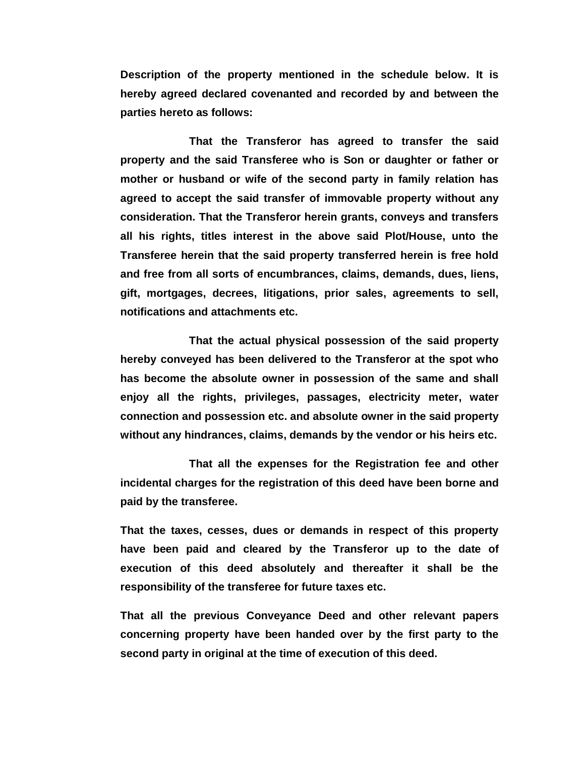**Description of the property mentioned in the schedule below. It is hereby agreed declared covenanted and recorded by and between the parties hereto as follows:**

**That the Transferor has agreed to transfer the said property and the said Transferee who is Son or daughter or father or mother or husband or wife of the second party in family relation has agreed to accept the said transfer of immovable property without any consideration. That the Transferor herein grants, conveys and transfers all his rights, titles interest in the above said Plot/House, unto the Transferee herein that the said property transferred herein is free hold and free from all sorts of encumbrances, claims, demands, dues, liens, gift, mortgages, decrees, litigations, prior sales, agreements to sell, notifications and attachments etc.**

**That the actual physical possession of the said property hereby conveyed has been delivered to the Transferor at the spot who has become the absolute owner in possession of the same and shall enjoy all the rights, privileges, passages, electricity meter, water connection and possession etc. and absolute owner in the said property without any hindrances, claims, demands by the vendor or his heirs etc.**

**That all the expenses for the Registration fee and other incidental charges for the registration of this deed have been borne and paid by the transferee.**

**That the taxes, cesses, dues or demands in respect of this property have been paid and cleared by the Transferor up to the date of execution of this deed absolutely and thereafter it shall be the responsibility of the transferee for future taxes etc.**

**That all the previous Conveyance Deed and other relevant papers concerning property have been handed over by the first party to the second party in original at the time of execution of this deed.**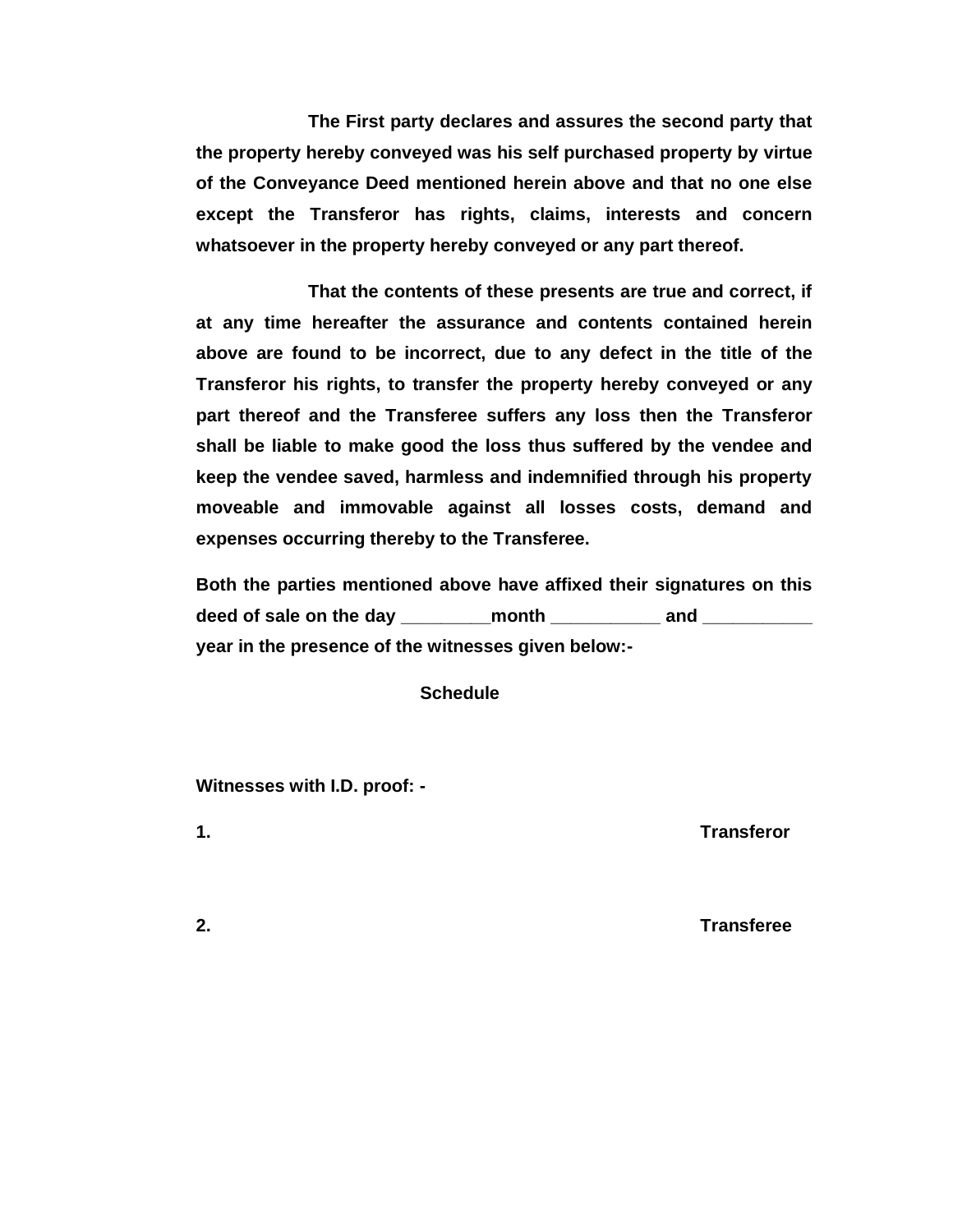**The First party declares and assures the second party that the property hereby conveyed was his self purchased property by virtue of the Conveyance Deed mentioned herein above and that no one else except the Transferor has rights, claims, interests and concern whatsoever in the property hereby conveyed or any part thereof.**

**That the contents of these presents are true and correct, if at any time hereafter the assurance and contents contained herein above are found to be incorrect, due to any defect in the title of the Transferor his rights, to transfer the property hereby conveyed or any part thereof and the Transferee suffers any loss then the Transferor shall be liable to make good the loss thus suffered by the vendee and keep the vendee saved, harmless and indemnified through his property moveable and immovable against all losses costs, demand and expenses occurring thereby to the Transferee.**

**Both the parties mentioned above have affixed their signatures on this deed of sale on the day _________month ___________ and ___________ year in the presence of the witnesses given below:-**

**Schedule**

**Witnesses with I.D. proof: -**

**1.** **Transferor**

**2.** **Transferee**